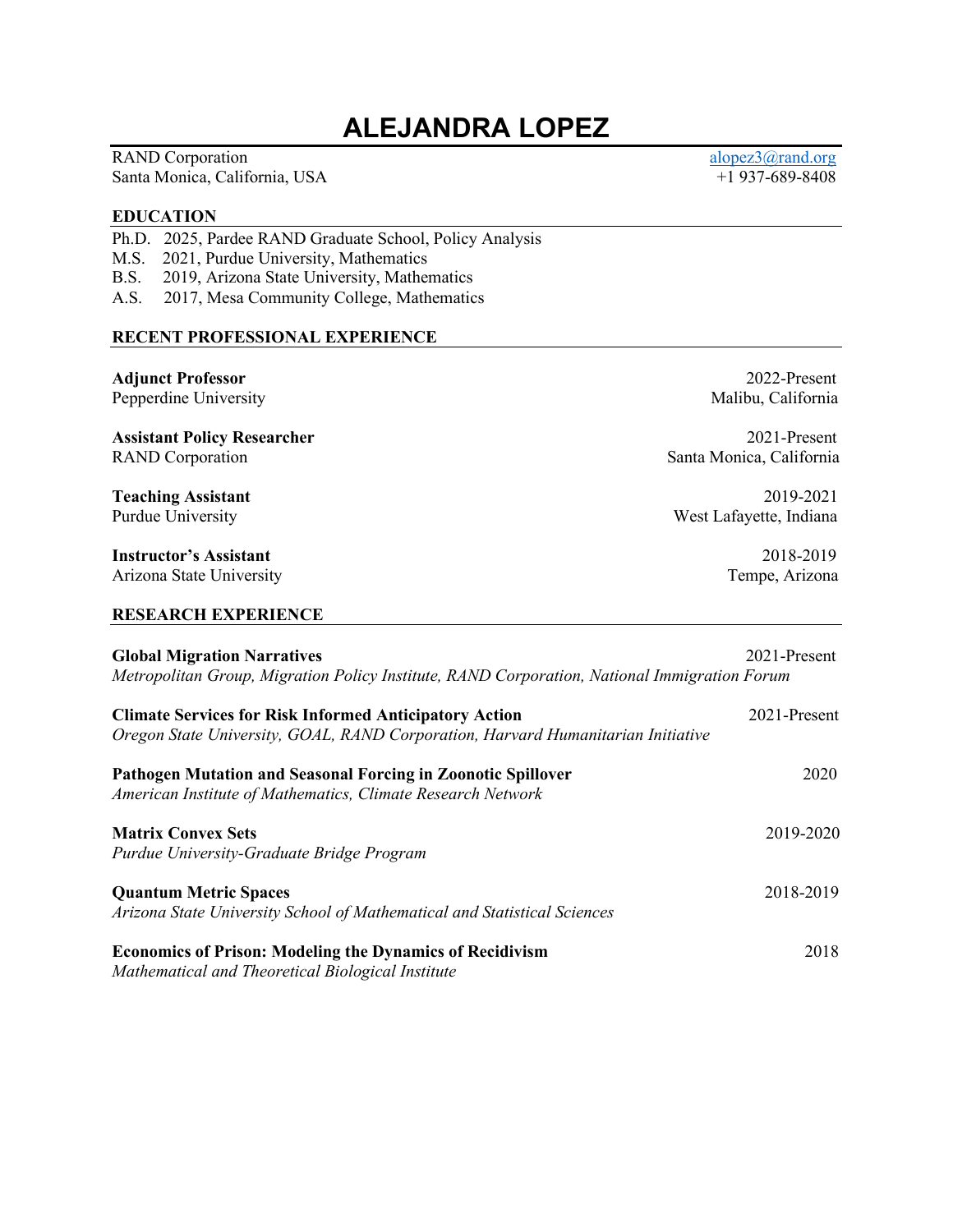# ALEJANDRA LOPEZ

RAND Corporation
Santa Monica, California, USA

alopez3@rand.org
+1 937-689-8408

## EDUCATION

Ph.D. 2025, Pardee RAND Graduate School, Policy Analysis
M.S. 2021, Purdue University, Mathematics
B.S. 2019, Arizona State University, Mathematics
A.S. 2017, Mesa Community College, Mathematics

## RECENT PROFESSIONAL EXPERIENCE

**Adjunct Professor** — 2022-Present
Pepperdine University — Malibu, California

**Assistant Policy Researcher** — 2021-Present
RAND Corporation — Santa Monica, California

**Teaching Assistant** — 2019-2021
Purdue University — West Lafayette, Indiana

**Instructor's Assistant** — 2018-2019
Arizona State University — Tempe, Arizona

## RESEARCH EXPERIENCE

**Global Migration Narratives** — 2021-Present
*Metropolitan Group, Migration Policy Institute, RAND Corporation, National Immigration Forum*

**Climate Services for Risk Informed Anticipatory Action** — 2021-Present
*Oregon State University, GOAL, RAND Corporation, Harvard Humanitarian Initiative*

**Pathogen Mutation and Seasonal Forcing in Zoonotic Spillover** — 2020
*American Institute of Mathematics, Climate Research Network*

**Matrix Convex Sets** — 2019-2020
*Purdue University-Graduate Bridge Program*

**Quantum Metric Spaces** — 2018-2019
*Arizona State University School of Mathematical and Statistical Sciences*

**Economics of Prison: Modeling the Dynamics of Recidivism** — 2018
*Mathematical and Theoretical Biological Institute*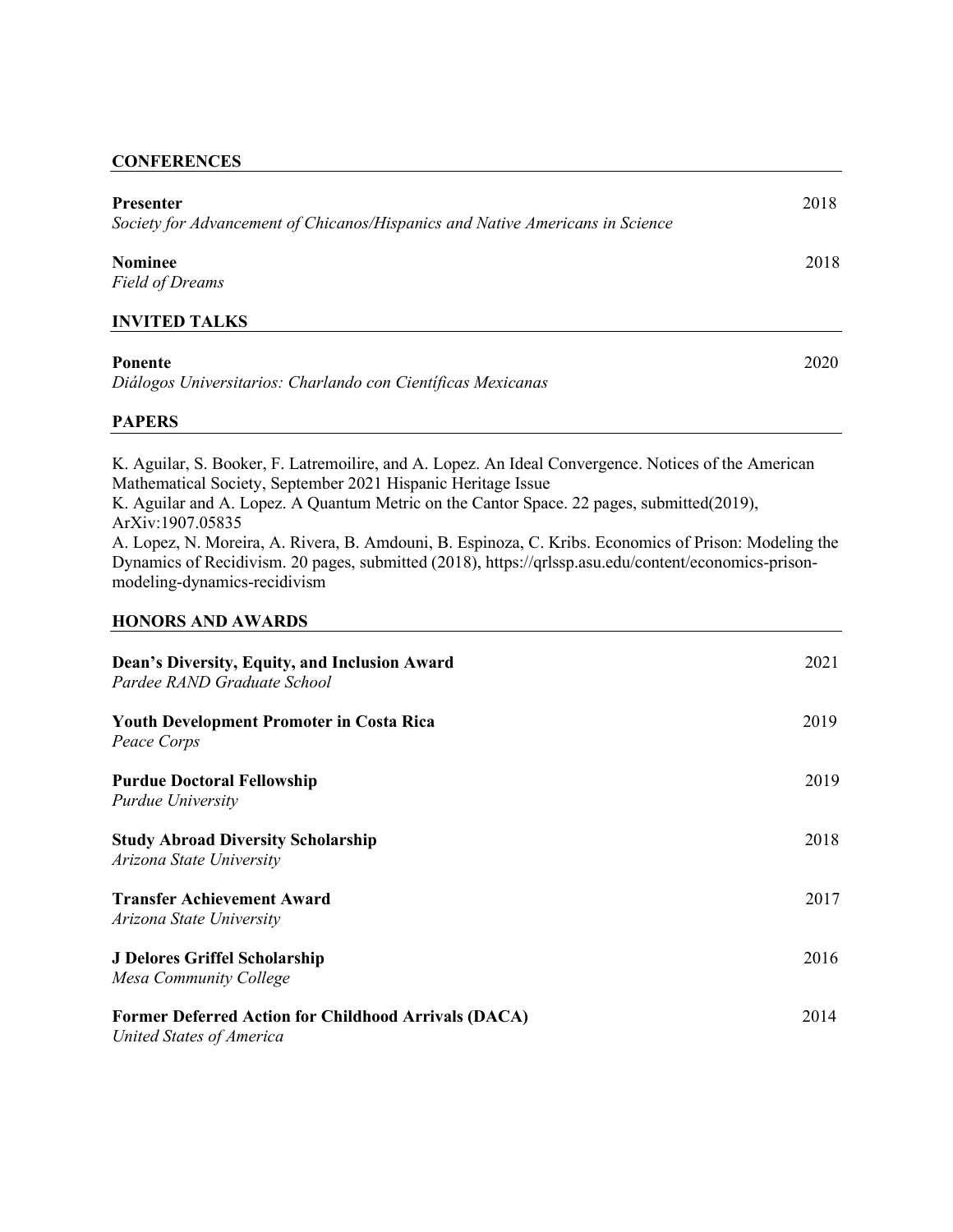## CONFERENCES

**Presenter** 2018
*Society for Advancement of Chicanos/Hispanics and Native Americans in Science*

**Nominee** 2018
*Field of Dreams*

## INVITED TALKS

**Ponente** 2020
*Diálogos Universitarios: Charlando con Científicas Mexicanas*

## PAPERS

K. Aguilar, S. Booker, F. Latremoilire, and A. Lopez. An Ideal Convergence. Notices of the American Mathematical Society, September 2021 Hispanic Heritage Issue
K. Aguilar and A. Lopez. A Quantum Metric on the Cantor Space. 22 pages, submitted(2019), ArXiv:1907.05835
A. Lopez, N. Moreira, A. Rivera, B. Amdouni, B. Espinoza, C. Kribs. Economics of Prison: Modeling the Dynamics of Recidivism. 20 pages, submitted (2018), https://qrlssp.asu.edu/content/economics-prison-modeling-dynamics-recidivism

## HONORS AND AWARDS

**Dean's Diversity, Equity, and Inclusion Award** 2021
*Pardee RAND Graduate School*

**Youth Development Promoter in Costa Rica** 2019
*Peace Corps*

**Purdue Doctoral Fellowship** 2019
*Purdue University*

**Study Abroad Diversity Scholarship** 2018
*Arizona State University*

**Transfer Achievement Award** 2017
*Arizona State University*

**J Delores Griffel Scholarship** 2016
*Mesa Community College*

**Former Deferred Action for Childhood Arrivals (DACA)** 2014
*United States of America*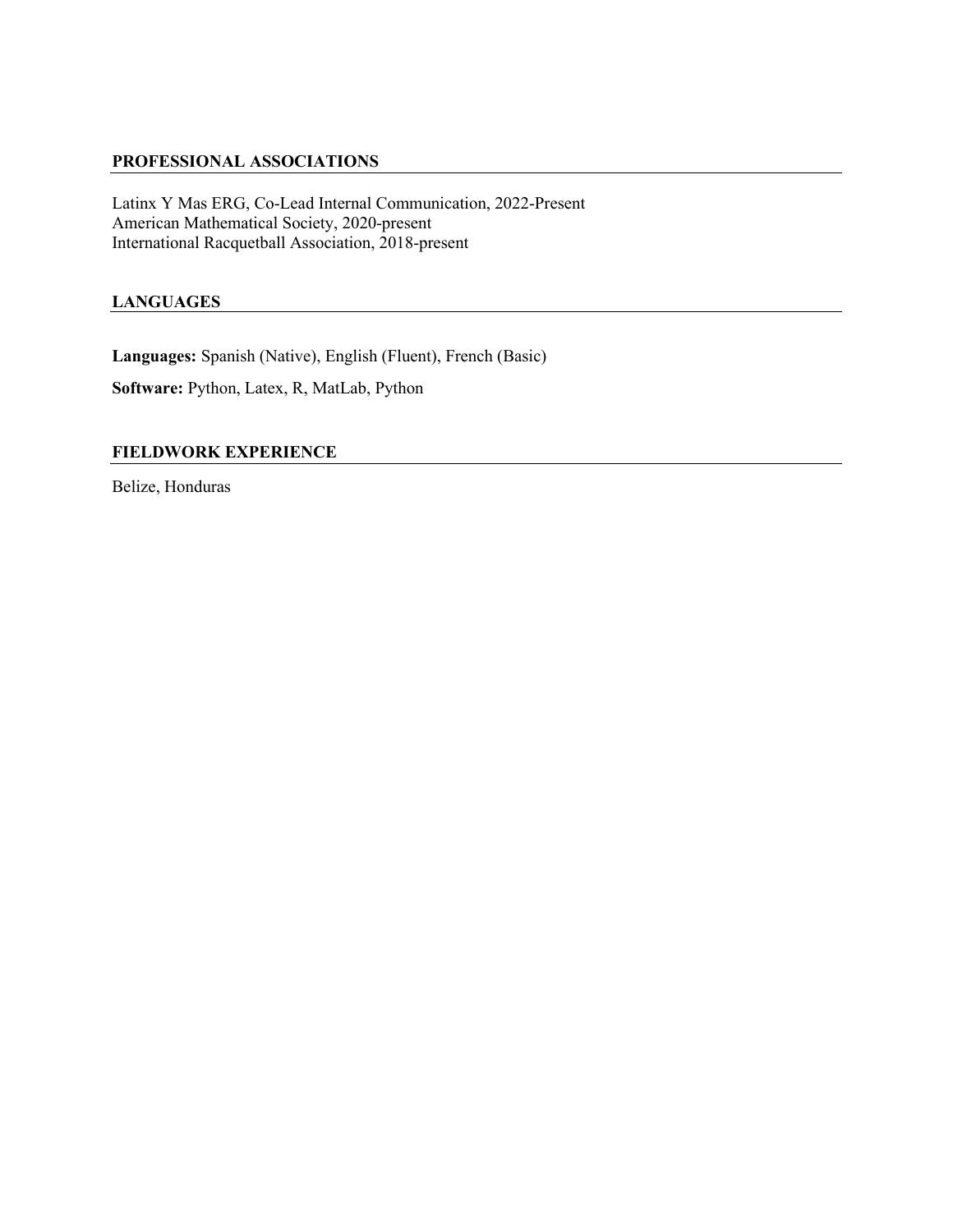## PROFESSIONAL ASSOCIATIONS

Latinx Y Mas ERG, Co-Lead Internal Communication, 2022-Present
American Mathematical Society, 2020-present
International Racquetball Association, 2018-present

## LANGUAGES

**Languages:** Spanish (Native), English (Fluent), French (Basic)

**Software:** Python, Latex, R, MatLab, Python

## FIELDWORK EXPERIENCE

Belize, Honduras